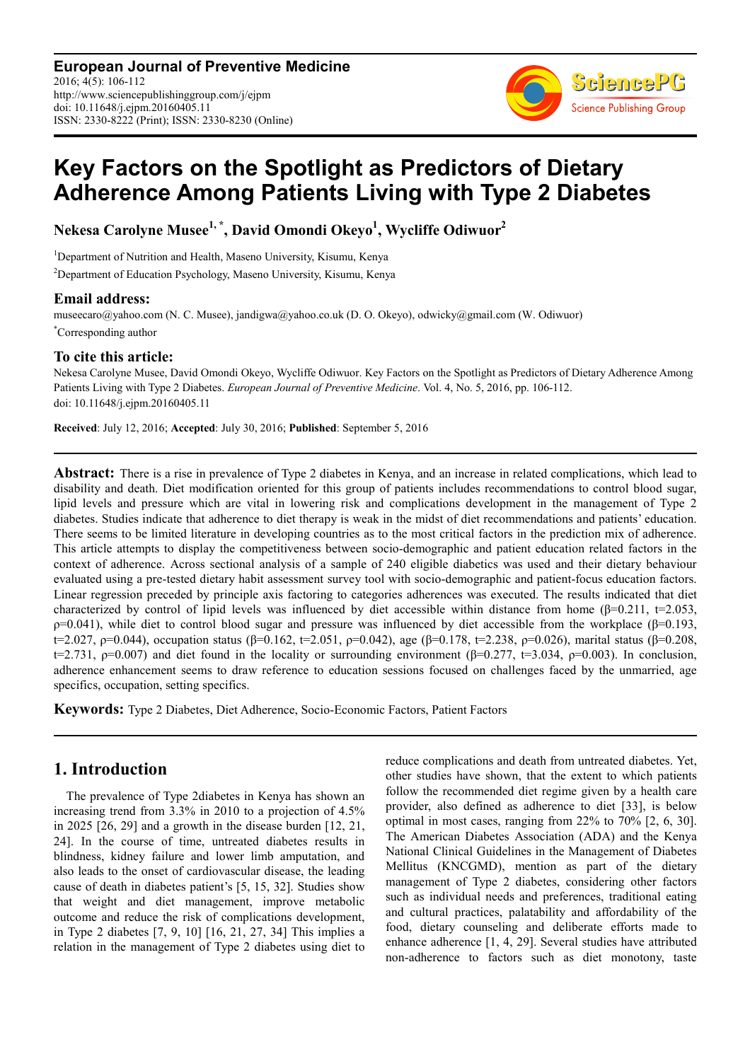# Key Factors on the Spotlight as Predictors of Dietary Adherence Among Patients Living with Type 2 Diabetes

**Nekesa Carolyne Musee[1, *], David Omondi Okeyo[1], Wycliffe Odiwuor[2]**

[1]Department of Nutrition and Health, Maseno University, Kisumu, Kenya

[2]Department of Education Psychology, Maseno University, Kisumu, Kenya

## Email address:

museecaro@yahoo.com (N. C. Musee), jandigwa@yahoo.co.uk (D. O. Okeyo), odwicky@gmail.com (W. Odiwuor)

[*]Corresponding author

## To cite this article:

Nekesa Carolyne Musee, David Omondi Okeyo, Wycliffe Odiwuor. Key Factors on the Spotlight as Predictors of Dietary Adherence Among Patients Living with Type 2 Diabetes. *European Journal of Preventive Medicine*. Vol. 4, No. 5, 2016, pp. 106-112. doi: 10.11648/j.ejpm.20160405.11

**Received**: July 12, 2016; **Accepted**: July 30, 2016; **Published**: September 5, 2016

**Abstract:** There is a rise in prevalence of Type 2 diabetes in Kenya, and an increase in related complications, which lead to disability and death. Diet modification oriented for this group of patients includes recommendations to control blood sugar, lipid levels and pressure which are vital in lowering risk and complications development in the management of Type 2 diabetes. Studies indicate that adherence to diet therapy is weak in the midst of diet recommendations and patients' education. There seems to be limited literature in developing countries as to the most critical factors in the prediction mix of adherence. This article attempts to display the competitiveness between socio-demographic and patient education related factors in the context of adherence. Across sectional analysis of a sample of 240 eligible diabetics was used and their dietary behaviour evaluated using a pre-tested dietary habit assessment survey tool with socio-demographic and patient-focus education factors. Linear regression preceded by principle axis factoring to categories adherences was executed. The results indicated that diet characterized by control of lipid levels was influenced by diet accessible within distance from home ($\beta$=0.211, t=2.053, $\rho$=0.041), while diet to control blood sugar and pressure was influenced by diet accessible from the workplace ($\beta$=0.193, t=2.027, $\rho$=0.044), occupation status ($\beta$=0.162, t=2.051, $\rho$=0.042), age ($\beta$=0.178, t=2.238, $\rho$=0.026), marital status ($\beta$=0.208, t=2.731, $\rho$=0.007) and diet found in the locality or surrounding environment ($\beta$=0.277, t=3.034, $\rho$=0.003). In conclusion, adherence enhancement seems to draw reference to education sessions focused on challenges faced by the unmarried, age specifics, occupation, setting specifics.

**Keywords:** Type 2 Diabetes, Diet Adherence, Socio-Economic Factors, Patient Factors

## 1. Introduction

The prevalence of Type 2diabetes in Kenya has shown an increasing trend from 3.3% in 2010 to a projection of 4.5% in 2025 [26, 29] and a growth in the disease burden [12, 21, 24]. In the course of time, untreated diabetes results in blindness, kidney failure and lower limb amputation, and also leads to the onset of cardiovascular disease, the leading cause of death in diabetes patient's [5, 15, 32]. Studies show that weight and diet management, improve metabolic outcome and reduce the risk of complications development, in Type 2 diabetes [7, 9, 10] [16, 21, 27, 34] This implies a relation in the management of Type 2 diabetes using diet to reduce complications and death from untreated diabetes. Yet, other studies have shown, that the extent to which patients follow the recommended diet regime given by a health care provider, also defined as adherence to diet [33], is below optimal in most cases, ranging from 22% to 70% [2, 6, 30]. The American Diabetes Association (ADA) and the Kenya National Clinical Guidelines in the Management of Diabetes Mellitus (KNCGMD), mention as part of the dietary management of Type 2 diabetes, considering other factors such as individual needs and preferences, traditional eating and cultural practices, palatability and affordability of the food, dietary counseling and deliberate efforts made to enhance adherence [1, 4, 29]. Several studies have attributed non-adherence to factors such as diet monotony, taste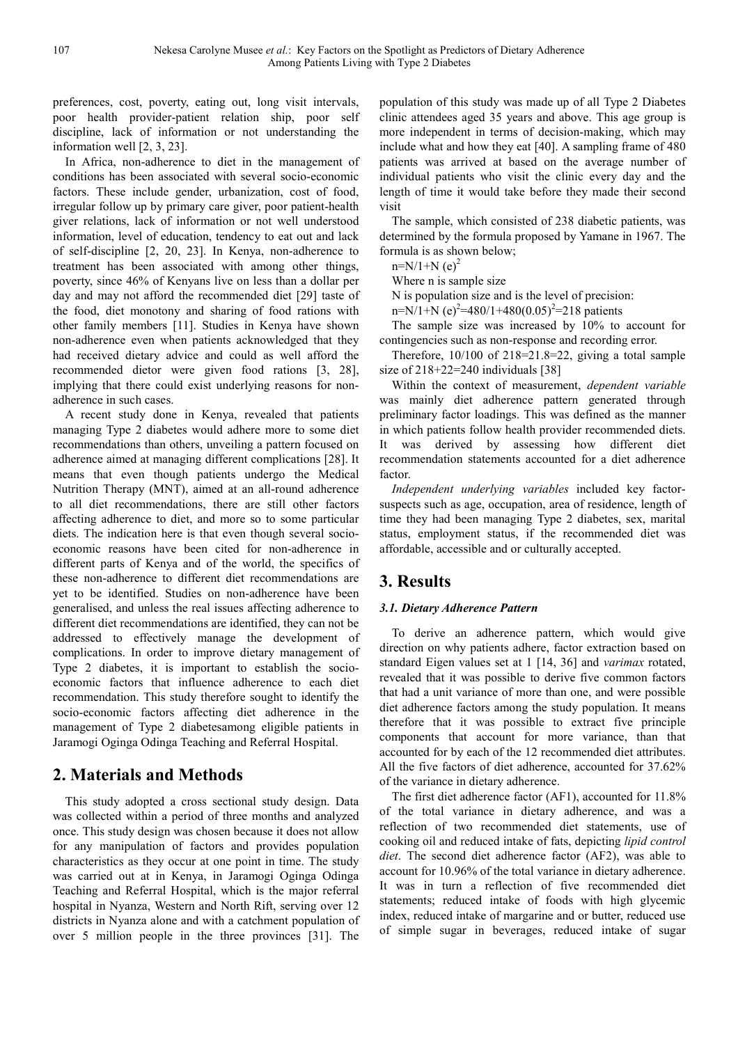preferences, cost, poverty, eating out, long visit intervals, poor health provider-patient relation ship, poor self discipline, lack of information or not understanding the information well [2, 3, 23].

In Africa, non-adherence to diet in the management of conditions has been associated with several socio-economic factors. These include gender, urbanization, cost of food, irregular follow up by primary care giver, poor patient-health giver relations, lack of information or not well understood information, level of education, tendency to eat out and lack of self-discipline [2, 20, 23]. In Kenya, non-adherence to treatment has been associated with among other things, poverty, since 46% of Kenyans live on less than a dollar per day and may not afford the recommended diet [29] taste of the food, diet monotony and sharing of food rations with other family members [11]. Studies in Kenya have shown non-adherence even when patients acknowledged that they had received dietary advice and could as well afford the recommended dietor were given food rations [3, 28], implying that there could exist underlying reasons for non-adherence in such cases.

A recent study done in Kenya, revealed that patients managing Type 2 diabetes would adhere more to some diet recommendations than others, unveiling a pattern focused on adherence aimed at managing different complications [28]. It means that even though patients undergo the Medical Nutrition Therapy (MNT), aimed at an all-round adherence to all diet recommendations, there are still other factors affecting adherence to diet, and more so to some particular diets. The indication here is that even though several socio-economic reasons have been cited for non-adherence in different parts of Kenya and of the world, the specifics of these non-adherence to different diet recommendations are yet to be identified. Studies on non-adherence have been generalised, and unless the real issues affecting adherence to different diet recommendations are identified, they can not be addressed to effectively manage the development of complications. In order to improve dietary management of Type 2 diabetes, it is important to establish the socio-economic factors that influence adherence to each diet recommendation. This study therefore sought to identify the socio-economic factors affecting diet adherence in the management of Type 2 diabetesamong eligible patients in Jaramogi Oginga Odinga Teaching and Referral Hospital.

## 2. Materials and Methods

This study adopted a cross sectional study design. Data was collected within a period of three months and analyzed once. This study design was chosen because it does not allow for any manipulation of factors and provides population characteristics as they occur at one point in time. The study was carried out at in Kenya, in Jaramogi Oginga Odinga Teaching and Referral Hospital, which is the major referral hospital in Nyanza, Western and North Rift, serving over 12 districts in Nyanza alone and with a catchment population of over 5 million people in the three provinces [31]. The population of this study was made up of all Type 2 Diabetes clinic attendees aged 35 years and above. This age group is more independent in terms of decision-making, which may include what and how they eat [40]. A sampling frame of 480 patients was arrived at based on the average number of individual patients who visit the clinic every day and the length of time it would take before they made their second visit

The sample, which consisted of 238 diabetic patients, was determined by the formula proposed by Yamane in 1967. The formula is as shown below;

$n=N/1+N\ (e)^2$

Where n is sample size

N is population size and is the level of precision:

$n=N/1+N\ (e)^2=480/1+480(0.05)^2=218$ patients

The sample size was increased by 10% to account for contingencies such as non-response and recording error.

Therefore, 10/100 of 218=21.8=22, giving a total sample size of 218+22=240 individuals [38]

Within the context of measurement, *dependent variable* was mainly diet adherence pattern generated through preliminary factor loadings. This was defined as the manner in which patients follow health provider recommended diets. It was derived by assessing how different diet recommendation statements accounted for a diet adherence factor.

*Independent underlying variables* included key factor-suspects such as age, occupation, area of residence, length of time they had been managing Type 2 diabetes, sex, marital status, employment status, if the recommended diet was affordable, accessible and or culturally accepted.

## 3. Results

### 3.1. Dietary Adherence Pattern

To derive an adherence pattern, which would give direction on why patients adhere, factor extraction based on standard Eigen values set at 1 [14, 36] and *varimax* rotated, revealed that it was possible to derive five common factors that had a unit variance of more than one, and were possible diet adherence factors among the study population. It means therefore that it was possible to extract five principle components that account for more variance, than that accounted for by each of the 12 recommended diet attributes. All the five factors of diet adherence, accounted for 37.62% of the variance in dietary adherence.

The first diet adherence factor (AF1), accounted for 11.8% of the total variance in dietary adherence, and was a reflection of two recommended diet statements, use of cooking oil and reduced intake of fats, depicting *lipid control diet*. The second diet adherence factor (AF2), was able to account for 10.96% of the total variance in dietary adherence. It was in turn a reflection of five recommended diet statements; reduced intake of foods with high glycemic index, reduced intake of margarine and or butter, reduced use of simple sugar in beverages, reduced intake of sugar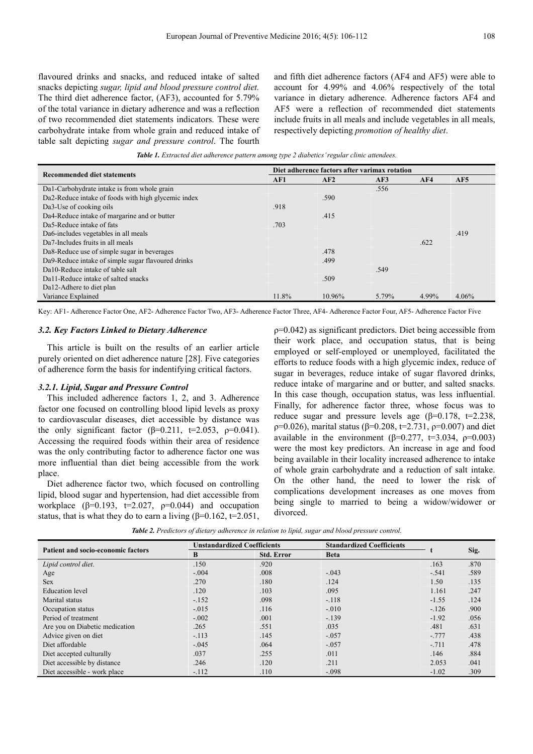flavoured drinks and snacks, and reduced intake of salted snacks depicting *sugar, lipid and blood pressure control diet.* The third diet adherence factor, (AF3), accounted for 5.79% of the total variance in dietary adherence and was a reflection of two recommended diet statements indicators. These were carbohydrate intake from whole grain and reduced intake of table salt depicting *sugar and pressure control*. The fourth and fifth diet adherence factors (AF4 and AF5) were able to account for 4.99% and 4.06% respectively of the total variance in dietary adherence. Adherence factors AF4 and AF5 were a reflection of recommended diet statements include fruits in all meals and include vegetables in all meals, respectively depicting *promotion of healthy diet*.

***Table 1.*** *Extracted diet adherence pattern among type 2 diabetics' regular clinic attendees.*

| Recommended diet statements | Diet adherence factors after varimax rotation | | | | |
|---|---|---|---|---|---|
| | AF1 | AF2 | AF3 | AF4 | AF5 |
| Da1-Carbohydrate intake is from whole grain | | | .556 | | |
| Da2-Reduce intake of foods with high glycemic index | | .590 | | | |
| Da3-Use of cooking oils | .918 | | | | |
| Da4-Reduce intake of margarine and or butter | | .415 | | | |
| Da5-Reduce intake of fats | .703 | | | | |
| Da6-includes vegetables in all meals | | | | | .419 |
| Da7-Includes fruits in all meals | | | | .622 | |
| Da8-Reduce use of simple sugar in beverages | | .478 | | | |
| Da9-Reduce intake of simple sugar flavoured drinks | | .499 | | | |
| Da10-Reduce intake of table salt | | | .549 | | |
| Da11-Reduce intake of salted snacks | | .509 | | | |
| Da12-Adhere to diet plan | | | | | |
| Variance Explained | 11.8% | 10.96% | 5.79% | 4.99% | 4.06% |

Key: AF1- Adherence Factor One, AF2- Adherence Factor Two, AF3- Adherence Factor Three, AF4- Adherence Factor Four, AF5- Adherence Factor Five

### *3.2. Key Factors Linked to Dietary Adherence*

This article is built on the results of an earlier article purely oriented on diet adherence nature [28]. Five categories of adherence form the basis for indentifying critical factors.

#### *3.2.1. Lipid, Sugar and Pressure Control*

This included adherence factors 1, 2, and 3. Adherence factor one focused on controlling blood lipid levels as proxy to cardiovascular diseases, diet accessible by distance was the only significant factor ($\beta$=0.211, t=2.053, $\rho$=0.041). Accessing the required foods within their area of residence was the only contributing factor to adherence factor one was more influential than diet being accessible from the work place.

Diet adherence factor two, which focused on controlling lipid, blood sugar and hypertension, had diet accessible from workplace ($\beta$=0.193, t=2.027, $\rho$=0.044) and occupation status, that is what they do to earn a living ($\beta$=0.162, t=2.051, $\rho$=0.042) as significant predictors. Diet being accessible from their work place, and occupation status, that is being employed or self-employed or unemployed, facilitated the efforts to reduce foods with a high glycemic index, reduce of sugar in beverages, reduce intake of sugar flavored drinks, reduce intake of margarine and or butter, and salted snacks. In this case though, occupation status, was less influential. Finally, for adherence factor three, whose focus was to reduce sugar and pressure levels age ($\beta$=0.178, t=2.238, $\rho$=0.026), marital status ($\beta$=0.208, t=2.731, $\rho$=0.007) and diet available in the environment ($\beta$=0.277, t=3.034, $\rho$=0.003) were the most key predictors. An increase in age and food being available in their locality increased adherence to intake of whole grain carbohydrate and a reduction of salt intake. On the other hand, the need to lower the risk of complications development increases as one moves from being single to married to being a widow/widower or divorced.

***Table 2.*** *Predictors of dietary adherence in relation to lipid, sugar and blood pressure control.*

| Patient and socio-economic factors | Unstandardized Coefficients | | Standardized Coefficients | t | Sig. |
|---|---|---|---|---|---|
| | B | Std. Error | Beta | | |
| *Lipid control diet*. | .150 | .920 | | .163 | .870 |
| Age | -.004 | .008 | -.043 | -.541 | .589 |
| Sex | .270 | .180 | .124 | 1.50 | .135 |
| Education level | .120 | .103 | .095 | 1.161 | .247 |
| Marital status | -.152 | .098 | -.118 | -1.55 | .124 |
| Occupation status | -.015 | .116 | -.010 | -.126 | .900 |
| Period of treatment | -.002 | .001 | -.139 | -1.92 | .056 |
| Are you on Diabetic medication | .265 | .551 | .035 | .481 | .631 |
| Advice given on diet | -.113 | .145 | -.057 | -.777 | .438 |
| Diet affordable | -.045 | .064 | -.057 | -.711 | .478 |
| Diet accepted culturally | .037 | .255 | .011 | .146 | .884 |
| Diet accessible by distance | .246 | .120 | .211 | 2.053 | .041 |
| Diet accessible - work place | -.112 | .110 | -.098 | -1.02 | .309 |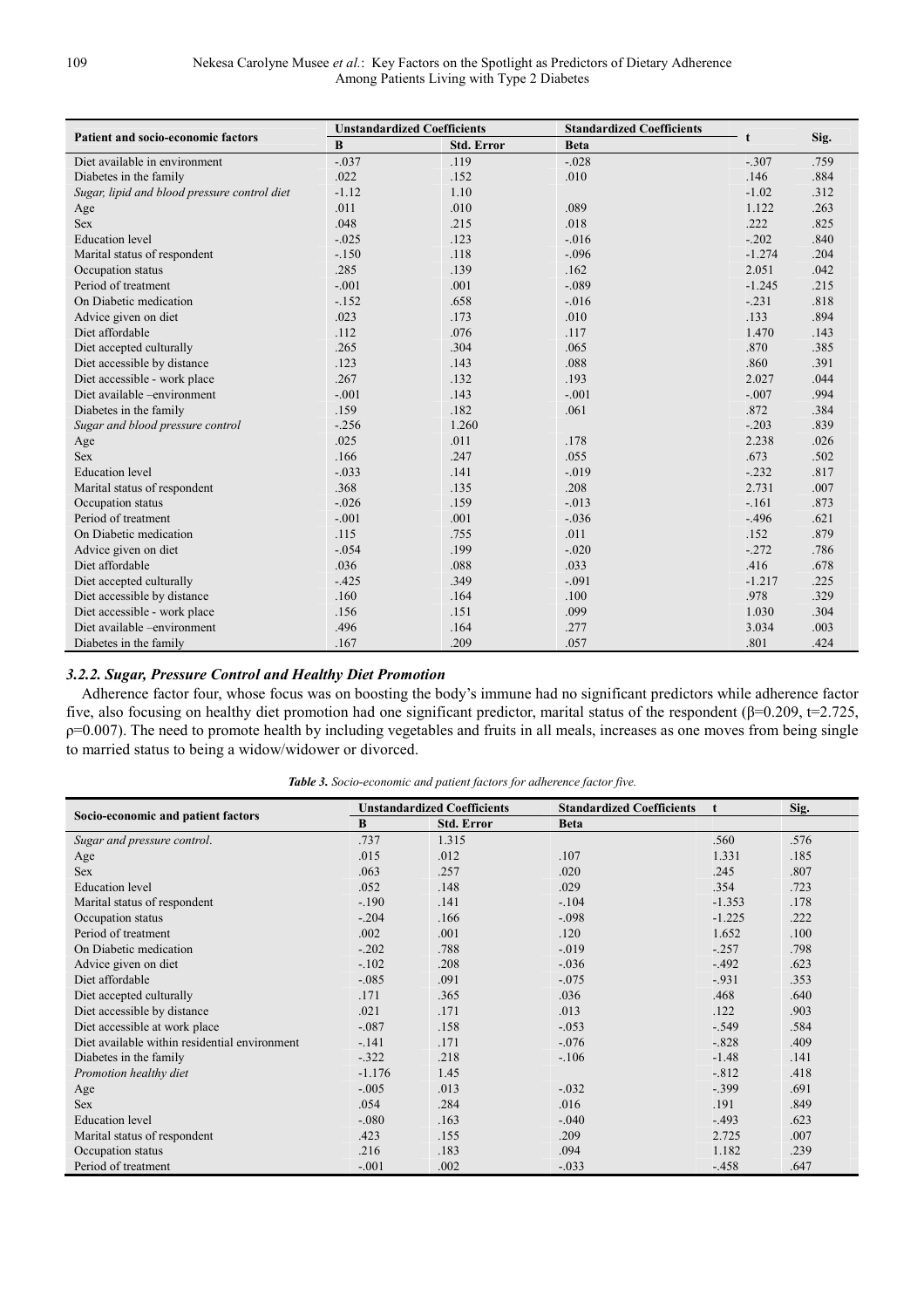| Patient and socio-economic factors | Unstandardized Coefficients | | Standardized Coefficients | t | Sig. |
|---|---|---|---|---|---|
| | B | Std. Error | Beta | | |
| Diet available in environment | -.037 | .119 | -.028 | -.307 | .759 |
| Diabetes in the family | .022 | .152 | .010 | .146 | .884 |
| *Sugar, lipid and blood pressure control diet* | -1.12 | 1.10 | | -1.02 | .312 |
| Age | .011 | .010 | .089 | 1.122 | .263 |
| Sex | .048 | .215 | .018 | .222 | .825 |
| Education level | -.025 | .123 | -.016 | -.202 | .840 |
| Marital status of respondent | -.150 | .118 | -.096 | -1.274 | .204 |
| Occupation status | .285 | .139 | .162 | 2.051 | .042 |
| Period of treatment | -.001 | .001 | -.089 | -1.245 | .215 |
| On Diabetic medication | -.152 | .658 | -.016 | -.231 | .818 |
| Advice given on diet | .023 | .173 | .010 | .133 | .894 |
| Diet affordable | .112 | .076 | .117 | 1.470 | .143 |
| Diet accepted culturally | .265 | .304 | .065 | .870 | .385 |
| Diet accessible by distance | .123 | .143 | .088 | .860 | .391 |
| Diet accessible - work place | .267 | .132 | .193 | 2.027 | .044 |
| Diet available –environment | -.001 | .143 | -.001 | -.007 | .994 |
| Diabetes in the family | .159 | .182 | .061 | .872 | .384 |
| *Sugar and blood pressure control* | -.256 | 1.260 | | -.203 | .839 |
| Age | .025 | .011 | .178 | 2.238 | .026 |
| Sex | .166 | .247 | .055 | .673 | .502 |
| Education level | -.033 | .141 | -.019 | -.232 | .817 |
| Marital status of respondent | .368 | .135 | .208 | 2.731 | .007 |
| Occupation status | -.026 | .159 | -.013 | -.161 | .873 |
| Period of treatment | -.001 | .001 | -.036 | -.496 | .621 |
| On Diabetic medication | .115 | .755 | .011 | .152 | .879 |
| Advice given on diet | -.054 | .199 | -.020 | -.272 | .786 |
| Diet affordable | .036 | .088 | .033 | .416 | .678 |
| Diet accepted culturally | -.425 | .349 | -.091 | -1.217 | .225 |
| Diet accessible by distance | .160 | .164 | .100 | .978 | .329 |
| Diet accessible - work place | .156 | .151 | .099 | 1.030 | .304 |
| Diet available –environment | .496 | .164 | .277 | 3.034 | .003 |
| Diabetes in the family | .167 | .209 | .057 | .801 | .424 |

### 3.2.2. Sugar, Pressure Control and Healthy Diet Promotion

Adherence factor four, whose focus was on boosting the body's immune had no significant predictors while adherence factor five, also focusing on healthy diet promotion had one significant predictor, marital status of the respondent ($\beta$=0.209, t=2.725, $\rho$=0.007). The need to promote health by including vegetables and fruits in all meals, increases as one moves from being single to married status to being a widow/widower or divorced.

***Table 3.** Socio-economic and patient factors for adherence factor five.*

| Socio-economic and patient factors | Unstandardized Coefficients | | Standardized Coefficients | t | Sig. |
|---|---|---|---|---|---|
| | B | Std. Error | Beta | | |
| *Sugar and pressure control.* | .737 | 1.315 | | .560 | .576 |
| Age | .015 | .012 | .107 | 1.331 | .185 |
| Sex | .063 | .257 | .020 | .245 | .807 |
| Education level | .052 | .148 | .029 | .354 | .723 |
| Marital status of respondent | -.190 | .141 | -.104 | -1.353 | .178 |
| Occupation status | -.204 | .166 | -.098 | -1.225 | .222 |
| Period of treatment | .002 | .001 | .120 | 1.652 | .100 |
| On Diabetic medication | -.202 | .788 | -.019 | -.257 | .798 |
| Advice given on diet | -.102 | .208 | -.036 | -.492 | .623 |
| Diet affordable | -.085 | .091 | -.075 | -.931 | .353 |
| Diet accepted culturally | .171 | .365 | .036 | .468 | .640 |
| Diet accessible by distance | .021 | .171 | .013 | .122 | .903 |
| Diet accessible at work place | -.087 | .158 | -.053 | -.549 | .584 |
| Diet available within residential environment | -.141 | .171 | -.076 | -.828 | .409 |
| Diabetes in the family | -.322 | .218 | -.106 | -1.48 | .141 |
| *Promotion healthy diet* | -1.176 | 1.45 | | -.812 | .418 |
| Age | -.005 | .013 | -.032 | -.399 | .691 |
| Sex | .054 | .284 | .016 | .191 | .849 |
| Education level | -.080 | .163 | -.040 | -.493 | .623 |
| Marital status of respondent | .423 | .155 | .209 | 2.725 | .007 |
| Occupation status | .216 | .183 | .094 | 1.182 | .239 |
| Period of treatment | -.001 | .002 | -.033 | -.458 | .647 |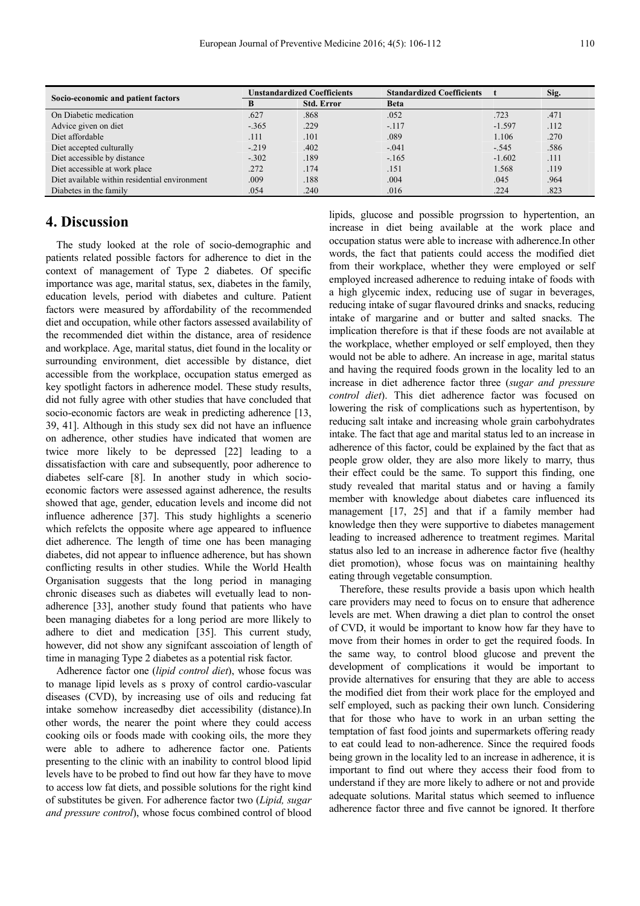| Socio-economic and patient factors | Unstandardized Coefficients | | Standardized Coefficients | t | Sig. |
|---|---|---|---|---|---|
| | B | Std. Error | Beta | | |
| On Diabetic medication | .627 | .868 | .052 | .723 | .471 |
| Advice given on diet | -.365 | .229 | -.117 | -1.597 | .112 |
| Diet affordable | .111 | .101 | .089 | 1.106 | .270 |
| Diet accepted culturally | -.219 | .402 | -.041 | -.545 | .586 |
| Diet accessible by distance | -.302 | .189 | -.165 | -1.602 | .111 |
| Diet accessible at work place | .272 | .174 | .151 | 1.568 | .119 |
| Diet available within residential environment | .009 | .188 | .004 | .045 | .964 |
| Diabetes in the family | .054 | .240 | .016 | .224 | .823 |

## 4. Discussion

The study looked at the role of socio-demographic and patients related possible factors for adherence to diet in the context of management of Type 2 diabetes. Of specific importance was age, marital status, sex, diabetes in the family, education levels, period with diabetes and culture. Patient factors were measured by affordability of the recommended diet and occupation, while other factors assessed availability of the recommended diet within the distance, area of residence and workplace. Age, marital status, diet found in the locality or surrounding environment, diet accessible by distance, diet accessible from the workplace, occupation status emerged as key spotlight factors in adherence model. These study results, did not fully agree with other studies that have concluded that socio-economic factors are weak in predicting adherence [13, 39, 41]. Although in this study sex did not have an influence on adherence, other studies have indicated that women are twice more likely to be depressed [22] leading to a dissatisfaction with care and subsequently, poor adherence to diabetes self-care [8]. In another study in which socio-economic factors were assessed against adherence, the results showed that age, gender, education levels and income did not influence adherence [37]. This study highlights a scenerio which refelcts the opposite where age appeared to influence diet adherence. The length of time one has been managing diabetes, did not appear to influence adherence, but has shown conflicting results in other studies. While the World Health Organisation suggests that the long period in managing chronic diseases such as diabetes will evetually lead to non-adherence [33], another study found that patients who have been managing diabetes for a long period are more llikely to adhere to diet and medication [35]. This current study, however, did not show any signifcant asscoiation of length of time in managing Type 2 diabetes as a potential risk factor.

Adherence factor one (*lipid control diet*), whose focus was to manage lipid levels as s proxy of control cardio-vascular diseases (CVD), by increasing use of oils and reducing fat intake somehow increasedby diet accessibility (distance).In other words, the nearer the point where they could access cooking oils or foods made with cooking oils, the more they were able to adhere to adherence factor one. Patients presenting to the clinic with an inability to control blood lipid levels have to be probed to find out how far they have to move to access low fat diets, and possible solutions for the right kind of substitutes be given. For adherence factor two (*Lipid, sugar and pressure control*), whose focus combined control of blood lipids, glucose and possible progrssion to hypertention, an increase in diet being available at the work place and occupation status were able to increase with adherence.In other words, the fact that patients could access the modified diet from their workplace, whether they were employed or self employed increased adherence to reduing intake of foods with a high glycemic index, reducing use of sugar in beverages, reducing intake of sugar flavoured drinks and snacks, reducing intake of margarine and or butter and salted snacks. The implication therefore is that if these foods are not available at the workplace, whether employed or self employed, then they would not be able to adhere. An increase in age, marital status and having the required foods grown in the locality led to an increase in diet adherence factor three (*sugar and pressure control diet*). This diet adherence factor was focused on lowering the risk of complications such as hypertentison, by reducing salt intake and increasing whole grain carbohydrates intake. The fact that age and marital status led to an increase in adherence of this factor, could be explained by the fact that as people grow older, they are also more likely to marry, thus their effect could be the same. To support this finding, one study revealed that marital status and or having a family member with knowledge about diabetes care influenced its management [17, 25] and that if a family member had knowledge then they were supportive to diabetes management leading to increased adherence to treatment regimes. Marital status also led to an increase in adherence factor five (healthy diet promotion), whose focus was on maintaining healthy eating through vegetable consumption.

Therefore, these results provide a basis upon which health care providers may need to focus on to ensure that adherence levels are met. When drawing a diet plan to control the onset of CVD, it would be important to know how far they have to move from their homes in order to get the required foods. In the same way, to control blood glucose and prevent the development of complications it would be important to provide alternatives for ensuring that they are able to access the modified diet from their work place for the employed and self employed, such as packing their own lunch. Considering that for those who have to work in an urban setting the temptation of fast food joints and supermarkets offering ready to eat could lead to non-adherence. Since the required foods being grown in the locality led to an increase in adherence, it is important to find out where they access their food from to understand if they are more likely to adhere or not and provide adequate solutions. Marital status which seemed to influence adherence factor three and five cannot be ignored. It therfore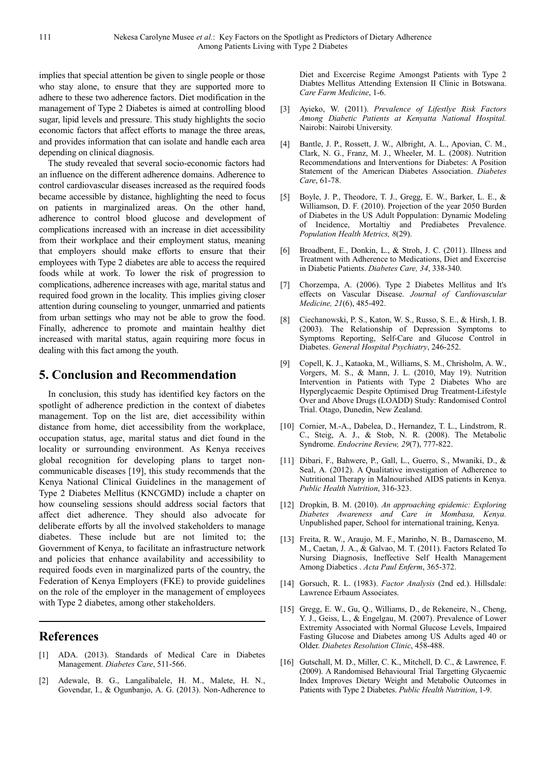implies that special attention be given to single people or those who stay alone, to ensure that they are supported more to adhere to these two adherence factors. Diet modification in the management of Type 2 Diabetes is aimed at controlling blood sugar, lipid levels and pressure. This study highlights the socio economic factors that affect efforts to manage the three areas, and provides information that can isolate and handle each area depending on clinical diagnosis.

The study revealed that several socio-economic factors had an influence on the different adherence domains. Adherence to control cardiovascular diseases increased as the required foods became accessible by distance, highlighting the need to focus on patients in marginalized areas. On the other hand, adherence to control blood glucose and development of complications increased with an increase in diet accessibility from their workplace and their employment status, meaning that employers should make efforts to ensure that their employees with Type 2 diabetes are able to access the required foods while at work. To lower the risk of progression to complications, adherence increases with age, marital status and required food grown in the locality. This implies giving closer attention during counseling to younger, unmarried and patients from urban settings who may not be able to grow the food. Finally, adherence to promote and maintain healthy diet increased with marital status, again requiring more focus in dealing with this fact among the youth.

## 5. Conclusion and Recommendation

In conclusion, this study has identified key factors on the spotlight of adherence prediction in the context of diabetes management. Top on the list are, diet accessibility within distance from home, diet accessibility from the workplace, occupation status, age, marital status and diet found in the locality or surrounding environment. As Kenya receives global recognition for developing plans to target non-communicable diseases [19], this study recommends that the Kenya National Clinical Guidelines in the management of Type 2 Diabetes Mellitus (KNCGMD) include a chapter on how counseling sessions should address social factors that affect diet adherence. They should also advocate for deliberate efforts by all the involved stakeholders to manage diabetes. These include but are not limited to; the Government of Kenya, to facilitate an infrastructure network and policies that enhance availability and accessibility to required foods even in marginalized parts of the country, the Federation of Kenya Employers (FKE) to provide guidelines on the role of the employer in the management of employees with Type 2 diabetes, among other stakeholders.

## References

[1] ADA. (2013). Standards of Medical Care in Diabetes Management. *Diabetes Care*, 511-566.

[2] Adewale, B. G., Langalibalele, H. M., Malete, H. N., Govendar, I., & Ogunbanjo, A. G. (2013). Non-Adherence to Diet and Excercise Regime Amongst Patients with Type 2 Diabtes Mellitus Attending Extension II Clinic in Botswana. *Care Farm Medicine*, 1-6.

[3] Ayieko, W. (2011). *Prevalence of Lifestlye Risk Factors Among Diabetic Patients at Kenyatta National Hospital.* Nairobi: Nairobi University.

[4] Bantle, J. P., Rossett, J. W., Albright, A. L., Apovian, C. M., Clark, N. G., Franz, M. J., Wheeler, M. L. (2008). Nutrition Recommendations and Interventions for Diabetes: A Position Statement of the American Diabetes Association. *Diabetes Care*, 61-78.

[5] Boyle, J. P., Theodore, T. J., Gregg, E. W., Barker, L. E., & Williamson, D. F. (2010). Projection of the year 2050 Burden of Diabetes in the US Adult Poppulation: Dynamic Modeling of Incidence, Mortaltiy and Prediabetes Prevalence. *Population Health Metrics, 8*(29).

[6] Broadbent, E., Donkin, L., & Stroh, J. C. (2011). Illness and Treatment with Adherence to Medications, Diet and Excercise in Diabetic Patients. *Diabetes Care, 34*, 338-340.

[7] Chorzempa, A. (2006). Type 2 Diabetes Mellitus and It's effects on Vascular Disease. *Journal of Cardiovascular Medicine, 21*(6), 485-492.

[8] Ciechanowski, P. S., Katon, W. S., Russo, S. E., & Hirsh, I. B. (2003). The Relationship of Depression Symptoms to Symptoms Reporting, Self-Care and Glucose Control in Diabetes. *General Hospital Psychiatry*, 246-252.

[9] Copell, K. J., Kataoka, M., Williams, S. M., Chrisholm, A. W., Vorgers, M. S., & Mann, J. L. (2010, May 19). Nutrition Intervention in Patients with Type 2 Diabetes Who are Hyperglycaemic Despite Optimised Drug Treatment-Lifestyle Over and Above Drugs (LOADD) Study: Randomised Control Trial. Otago, Dunedin, New Zealand.

[10] Cornier, M.-A., Dabelea, D., Hernandez, T. L., Lindstrom, R. C., Steig, A. J., & Stob, N. R. (2008). The Metabolic Syndrome. *Endocrine Review, 29*(7), 777-822.

[11] Dibari, F., Bahwere, P., Gall, L., Guerro, S., Mwaniki, D., & Seal, A. (2012). A Qualitative investigation of Adherence to Nutritional Therapy in Malnourished AIDS patients in Kenya. *Public Health Nutrition*, 316-323.

[12] Dropkin, B. M. (2010). *An approaching epidemic: Exploring Diabetes Awareness and Care in Mombasa, Kenya.* Unpublished paper, School for international training, Kenya.

[13] Freita, R. W., Araujo, M. F., Marinho, N. B., Damasceno, M. M., Caetan, J. A., & Galvao, M. T. (2011). Factors Related To Nursing Diagnosis, Ineffective Self Health Management Among Diabetics . *Acta Paul Enferm*, 365-372.

[14] Gorsuch, R. L. (1983). *Factor Analysis* (2nd ed.). Hillsdale: Lawrence Erbaum Associates.

[15] Gregg, E. W., Gu, Q., Williams, D., de Rekeneire, N., Cheng, Y. J., Geiss, L., & Engelgau, M. (2007). Prevalence of Lower Extremity Associated with Normal Glucose Levels, Impaired Fasting Glucose and Diabetes among US Adults aged 40 or Older. *Diabetes Resolution Clinic*, 458-488.

[16] Gutschall, M. D., Miller, C. K., Mitchell, D. C., & Lawrence, F. (2009). A Randomised Behavioural Trial Targetting Glycaemic Index Improves Dietary Weight and Metabolic Outcomes in Patients with Type 2 Diabetes. *Public Health Nutrition*, 1-9.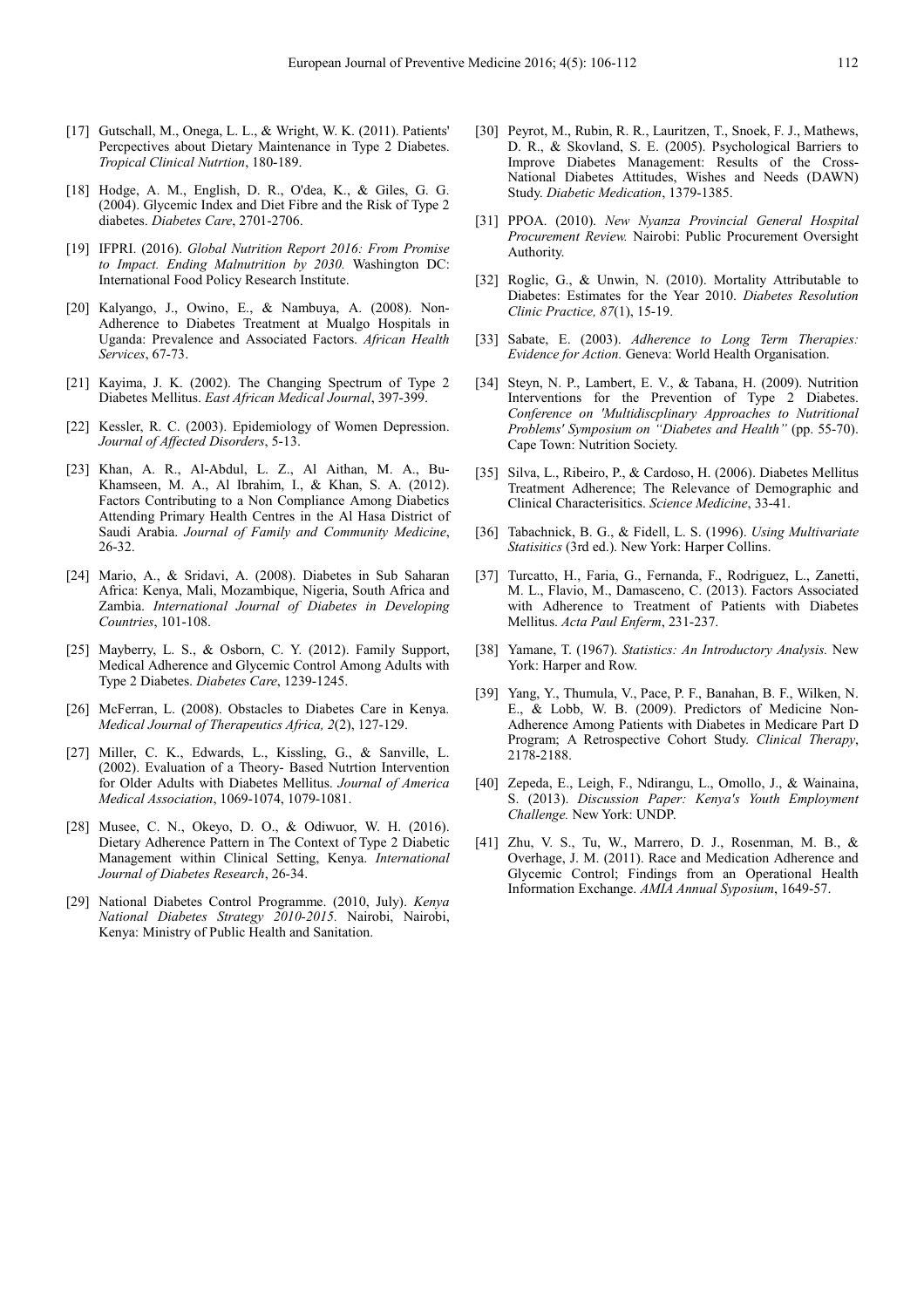[17] Gutschall, M., Onega, L. L., & Wright, W. K. (2011). Patients' Percpectives about Dietary Maintenance in Type 2 Diabetes. *Tropical Clinical Nutrtion*, 180-189.

[18] Hodge, A. M., English, D. R., O'dea, K., & Giles, G. G. (2004). Glycemic Index and Diet Fibre and the Risk of Type 2 diabetes. *Diabetes Care*, 2701-2706.

[19] IFPRI. (2016). *Global Nutrition Report 2016: From Promise to Impact. Ending Malnutrition by 2030.* Washington DC: International Food Policy Research Institute.

[20] Kalyango, J., Owino, E., & Nambuya, A. (2008). Non-Adherence to Diabetes Treatment at Mualgo Hospitals in Uganda: Prevalence and Associated Factors. *African Health Services*, 67-73.

[21] Kayima, J. K. (2002). The Changing Spectrum of Type 2 Diabetes Mellitus. *East African Medical Journal*, 397-399.

[22] Kessler, R. C. (2003). Epidemiology of Women Depression. *Journal of Affected Disorders*, 5-13.

[23] Khan, A. R., Al-Abdul, L. Z., Al Aithan, M. A., Bu-Khamseen, M. A., Al Ibrahim, I., & Khan, S. A. (2012). Factors Contributing to a Non Compliance Among Diabetics Attending Primary Health Centres in the Al Hasa District of Saudi Arabia. *Journal of Family and Community Medicine*, 26-32.

[24] Mario, A., & Sridavi, A. (2008). Diabetes in Sub Saharan Africa: Kenya, Mali, Mozambique, Nigeria, South Africa and Zambia. *International Journal of Diabetes in Developing Countries*, 101-108.

[25] Mayberry, L. S., & Osborn, C. Y. (2012). Family Support, Medical Adherence and Glycemic Control Among Adults with Type 2 Diabetes. *Diabetes Care*, 1239-1245.

[26] McFerran, L. (2008). Obstacles to Diabetes Care in Kenya. *Medical Journal of Therapeutics Africa, 2*(2), 127-129.

[27] Miller, C. K., Edwards, L., Kissling, G., & Sanville, L. (2002). Evaluation of a Theory- Based Nutrtion Intervention for Older Adults with Diabetes Mellitus. *Journal of America Medical Association*, 1069-1074, 1079-1081.

[28] Musee, C. N., Okeyo, D. O., & Odiwuor, W. H. (2016). Dietary Adherence Pattern in The Context of Type 2 Diabetic Management within Clinical Setting, Kenya. *International Journal of Diabetes Research*, 26-34.

[29] National Diabetes Control Programme. (2010, July). *Kenya National Diabetes Strategy 2010-2015.* Nairobi, Nairobi, Kenya: Ministry of Public Health and Sanitation.

[30] Peyrot, M., Rubin, R. R., Lauritzen, T., Snoek, F. J., Mathews, D. R., & Skovland, S. E. (2005). Psychological Barriers to Improve Diabetes Management: Results of the Cross-National Diabetes Attitudes, Wishes and Needs (DAWN) Study. *Diabetic Medication*, 1379-1385.

[31] PPOA. (2010). *New Nyanza Provincial General Hospital Procurement Review.* Nairobi: Public Procurement Oversight Authority.

[32] Roglic, G., & Unwin, N. (2010). Mortality Attributable to Diabetes: Estimates for the Year 2010. *Diabetes Resolution Clinic Practice, 87*(1), 15-19.

[33] Sabate, E. (2003). *Adherence to Long Term Therapies: Evidence for Action.* Geneva: World Health Organisation.

[34] Steyn, N. P., Lambert, E. V., & Tabana, H. (2009). Nutrition Interventions for the Prevention of Type 2 Diabetes. *Conference on 'Multidiscplinary Approaches to Nutritional Problems' Symposium on "Diabetes and Health"* (pp. 55-70). Cape Town: Nutrition Society.

[35] Silva, L., Ribeiro, P., & Cardoso, H. (2006). Diabetes Mellitus Treatment Adherence; The Relevance of Demographic and Clinical Characterisitics. *Science Medicine*, 33-41.

[36] Tabachnick, B. G., & Fidell, L. S. (1996). *Using Multivariate Statisitics* (3rd ed.). New York: Harper Collins.

[37] Turcatto, H., Faria, G., Fernanda, F., Rodriguez, L., Zanetti, M. L., Flavio, M., Damasceno, C. (2013). Factors Associated with Adherence to Treatment of Patients with Diabetes Mellitus. *Acta Paul Enferm*, 231-237.

[38] Yamane, T. (1967). *Statistics: An Introductory Analysis.* New York: Harper and Row.

[39] Yang, Y., Thumula, V., Pace, P. F., Banahan, B. F., Wilken, N. E., & Lobb, W. B. (2009). Predictors of Medicine Non-Adherence Among Patients with Diabetes in Medicare Part D Program; A Retrospective Cohort Study. *Clinical Therapy*, 2178-2188.

[40] Zepeda, E., Leigh, F., Ndirangu, L., Omollo, J., & Wainaina, S. (2013). *Discussion Paper: Kenya's Youth Employment Challenge.* New York: UNDP.

[41] Zhu, V. S., Tu, W., Marrero, D. J., Rosenman, M. B., & Overhage, J. M. (2011). Race and Medication Adherence and Glycemic Control; Findings from an Operational Health Information Exchange. *AMIA Annual Syposium*, 1649-57.